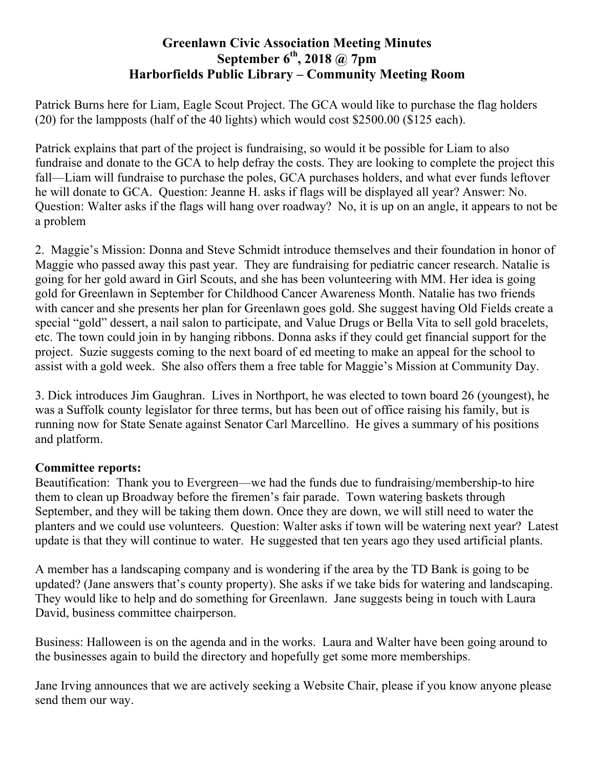# Greenlawn Civic Association Meeting Minutes
## September 6th, 2018 @ 7pm
## Harborfields Public Library – Community Meeting Room

Patrick Burns here for Liam, Eagle Scout Project. The GCA would like to purchase the flag holders (20) for the lampposts (half of the 40 lights) which would cost $2500.00 ($125 each).

Patrick explains that part of the project is fundraising, so would it be possible for Liam to also fundraise and donate to the GCA to help defray the costs. They are looking to complete the project this fall—Liam will fundraise to purchase the poles, GCA purchases holders, and what ever funds leftover he will donate to GCA. Question: Jeanne H. asks if flags will be displayed all year? Answer: No. Question: Walter asks if the flags will hang over roadway? No, it is up on an angle, it appears to not be a problem

2. Maggie's Mission: Donna and Steve Schmidt introduce themselves and their foundation in honor of Maggie who passed away this past year. They are fundraising for pediatric cancer research. Natalie is going for her gold award in Girl Scouts, and she has been volunteering with MM. Her idea is going gold for Greenlawn in September for Childhood Cancer Awareness Month. Natalie has two friends with cancer and she presents her plan for Greenlawn goes gold. She suggest having Old Fields create a special "gold" dessert, a nail salon to participate, and Value Drugs or Bella Vita to sell gold bracelets, etc. The town could join in by hanging ribbons. Donna asks if they could get financial support for the project. Suzie suggests coming to the next board of ed meeting to make an appeal for the school to assist with a gold week. She also offers them a free table for Maggie's Mission at Community Day.

3. Dick introduces Jim Gaughran. Lives in Northport, he was elected to town board 26 (youngest), he was a Suffolk county legislator for three terms, but has been out of office raising his family, but is running now for State Senate against Senator Carl Marcellino. He gives a summary of his positions and platform.

**Committee reports:**

Beautification: Thank you to Evergreen—we had the funds due to fundraising/membership-to hire them to clean up Broadway before the firemen's fair parade. Town watering baskets through September, and they will be taking them down. Once they are down, we will still need to water the planters and we could use volunteers. Question: Walter asks if town will be watering next year? Latest update is that they will continue to water. He suggested that ten years ago they used artificial plants.

A member has a landscaping company and is wondering if the area by the TD Bank is going to be updated? (Jane answers that's county property). She asks if we take bids for watering and landscaping. They would like to help and do something for Greenlawn. Jane suggests being in touch with Laura David, business committee chairperson.

Business: Halloween is on the agenda and in the works. Laura and Walter have been going around to the businesses again to build the directory and hopefully get some more memberships.

Jane Irving announces that we are actively seeking a Website Chair, please if you know anyone please send them our way.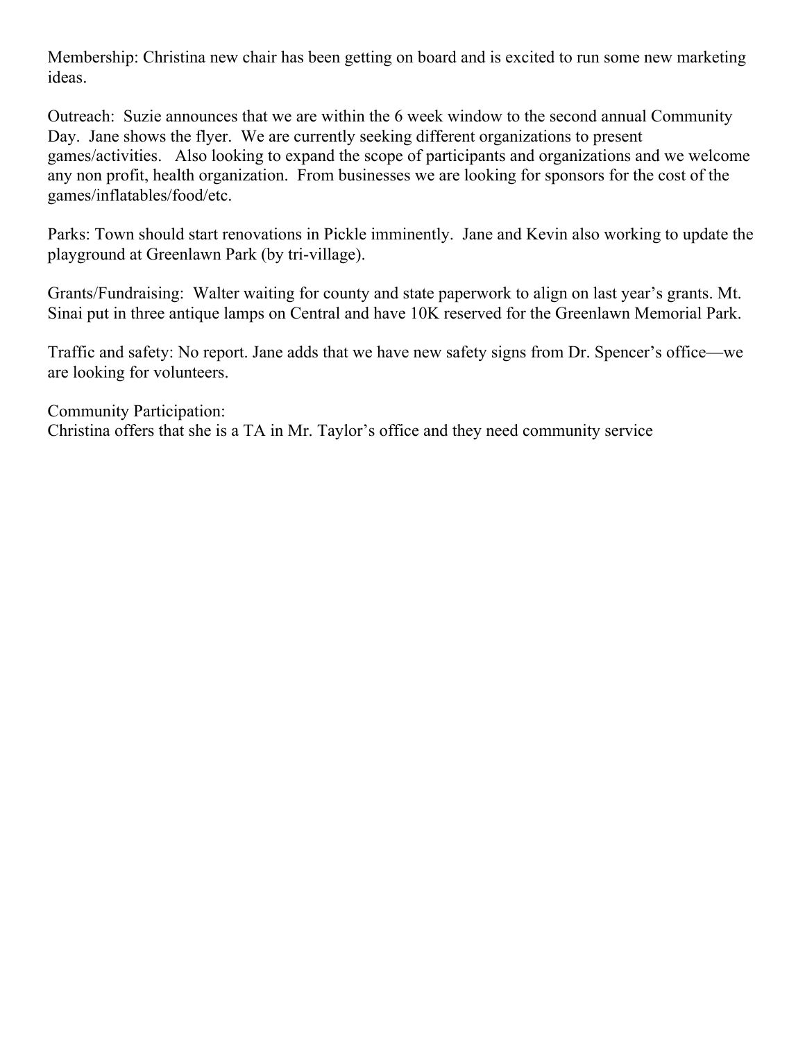Membership: Christina new chair has been getting on board and is excited to run some new marketing ideas.

Outreach: Suzie announces that we are within the 6 week window to the second annual Community Day. Jane shows the flyer. We are currently seeking different organizations to present games/activities. Also looking to expand the scope of participants and organizations and we welcome any non profit, health organization. From businesses we are looking for sponsors for the cost of the games/inflatables/food/etc.

Parks: Town should start renovations in Pickle imminently. Jane and Kevin also working to update the playground at Greenlawn Park (by tri-village).

Grants/Fundraising: Walter waiting for county and state paperwork to align on last year's grants. Mt. Sinai put in three antique lamps on Central and have 10K reserved for the Greenlawn Memorial Park.

Traffic and safety: No report. Jane adds that we have new safety signs from Dr. Spencer's office—we are looking for volunteers.

Community Participation:
Christina offers that she is a TA in Mr. Taylor's office and they need community service